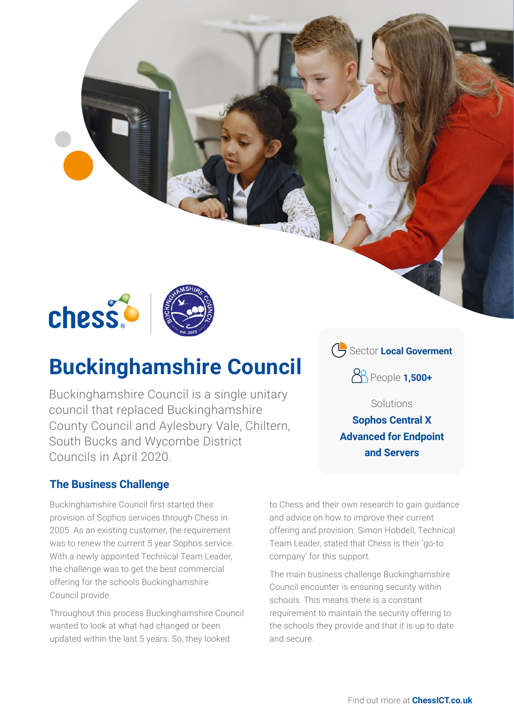# Buckinghamshire Council

Buckinghamshire Council is a single unitary council that replaced Buckinghamshire County Council and Aylesbury Vale, Chiltern, South Bucks and Wycombe District Councils in April 2020.

Sector **Local Goverment**

People **1,500+**

Solutions

**Sophos Central X Advanced for Endpoint and Servers**

## The Business Challenge

Buckinghamshire Council first started their provision of Sophos services through Chess in 2005. As an existing customer, the requirement was to renew the current 5 year Sophos service. With a newly appointed Technical Team Leader, the challenge was to get the best commercial offering for the schools Buckinghamshire Council provide.

Throughout this process Buckinghamshire Council wanted to look at what had changed or been updated within the last 5 years. So, they looked to Chess and their own research to gain guidance and advice on how to improve their current offering and provision. Simon Hobdell, Technical Team Leader, stated that Chess is their 'go-to company' for this support.

The main business challenge Buckinghamshire Council encounter is ensuring security within schools. This means there is a constant requirement to maintain the security offering to the schools they provide and that it is up to date and secure.

Find out more at **ChessICT.co.uk**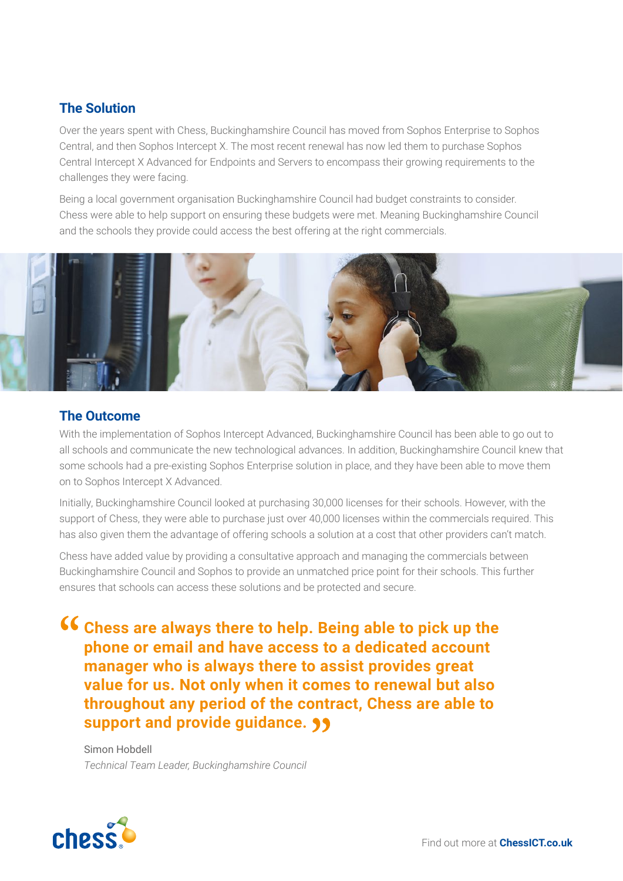## The Solution

Over the years spent with Chess, Buckinghamshire Council has moved from Sophos Enterprise to Sophos Central, and then Sophos Intercept X. The most recent renewal has now led them to purchase Sophos Central Intercept X Advanced for Endpoints and Servers to encompass their growing requirements to the challenges they were facing.

Being a local government organisation Buckinghamshire Council had budget constraints to consider. Chess were able to help support on ensuring these budgets were met. Meaning Buckinghamshire Council and the schools they provide could access the best offering at the right commercials.

## The Outcome

With the implementation of Sophos Intercept Advanced, Buckinghamshire Council has been able to go out to all schools and communicate the new technological advances. In addition, Buckinghamshire Council knew that some schools had a pre-existing Sophos Enterprise solution in place, and they have been able to move them on to Sophos Intercept X Advanced.

Initially, Buckinghamshire Council looked at purchasing 30,000 licenses for their schools. However, with the support of Chess, they were able to purchase just over 40,000 licenses within the commercials required. This has also given them the advantage of offering schools a solution at a cost that other providers can't match.

Chess have added value by providing a consultative approach and managing the commercials between Buckinghamshire Council and Sophos to provide an unmatched price point for their schools. This further ensures that schools can access these solutions and be protected and secure.

> **"Chess are always there to help. Being able to pick up the phone or email and have access to a dedicated account manager who is always there to assist provides great value for us. Not only when it comes to renewal but also throughout any period of the contract, Chess are able to support and provide guidance."**
>
> Simon Hobdell
> *Technical Team Leader, Buckinghamshire Council*

chess

Find out more at **ChessICT.co.uk**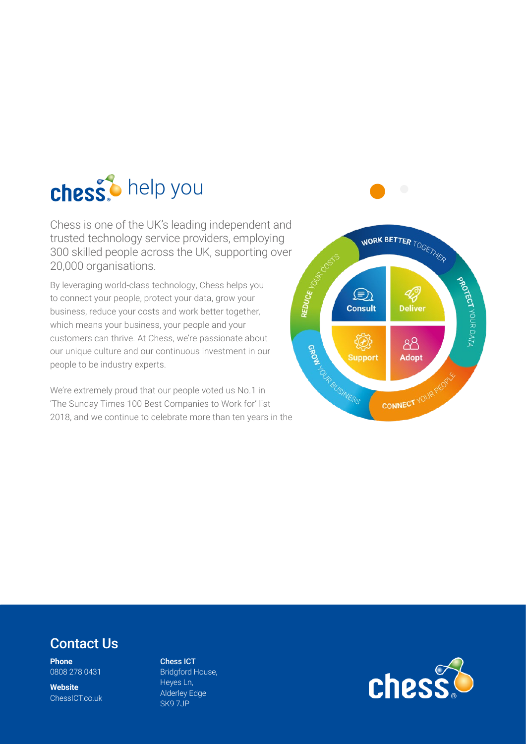## chess help you

Chess is one of the UK's leading independent and trusted technology service providers, employing 300 skilled people across the UK, supporting over 20,000 organisations.

By leveraging world-class technology, Chess helps you to connect your people, protect your data, grow your business, reduce your costs and work better together, which means your business, your people and your customers can thrive. At Chess, we're passionate about our unique culture and our continuous investment in our people to be industry experts.

We're extremely proud that our people voted us No.1 in 'The Sunday Times 100 Best Companies to Work for' list 2018, and we continue to celebrate more than ten years in the

WORK BETTER TOGETHER
PROTECT YOUR DATA
CONNECT YOUR PEOPLE
GROW YOUR BUSINESS
REDUCE YOUR COSTS
Consult
Deliver
Support
Adopt

## Contact Us

**Phone**
0808 278 0431

**Website**
ChessICT.co.uk

**Chess ICT**
Bridgford House,
Heyes Ln,
Alderley Edge
SK9 7JP